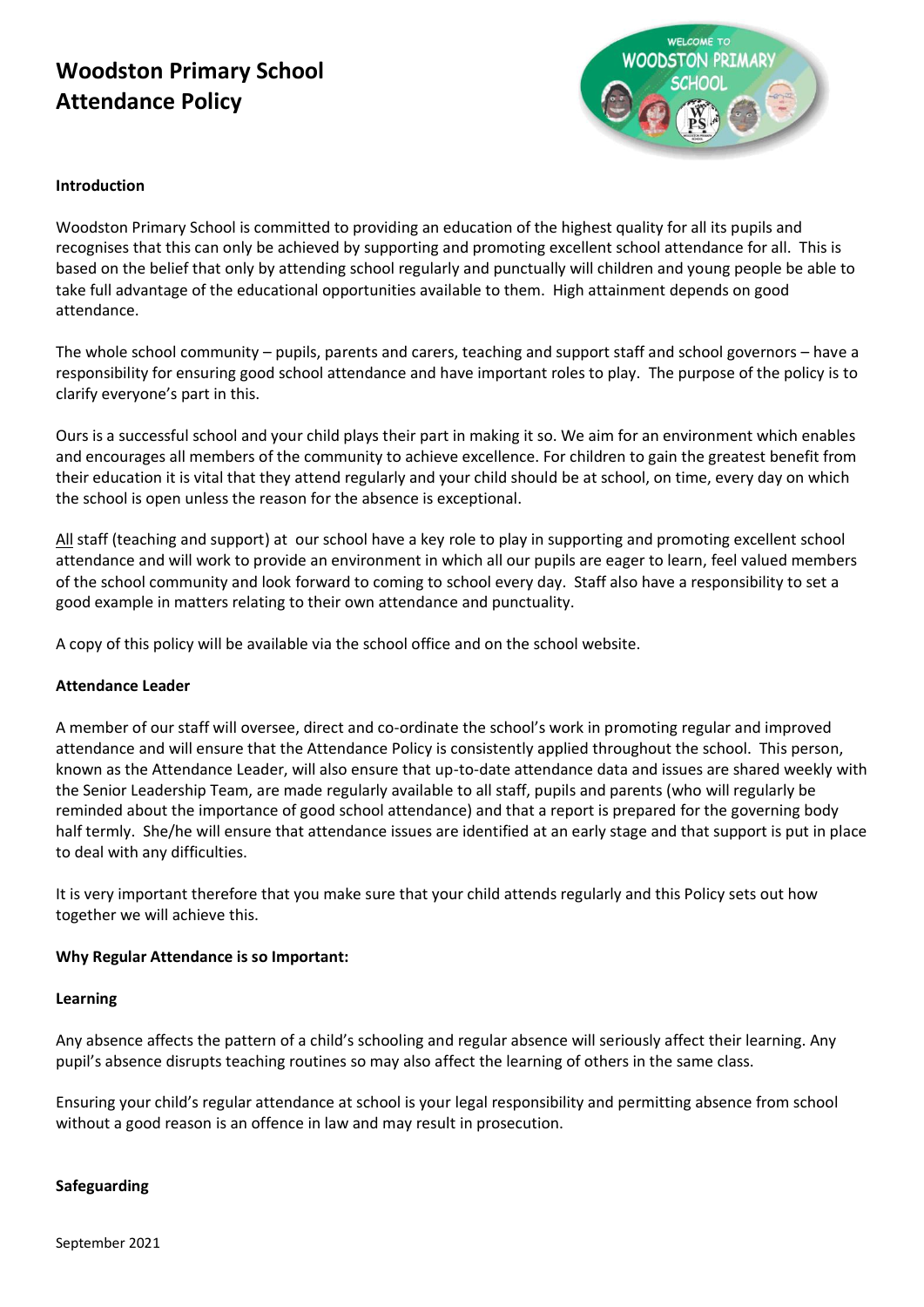# Woodston Primary School Attendance Policy

**Introduction**

Woodston Primary School is committed to providing an education of the highest quality for all its pupils and recognises that this can only be achieved by supporting and promoting excellent school attendance for all. This is based on the belief that only by attending school regularly and punctually will children and young people be able to take full advantage of the educational opportunities available to them. High attainment depends on good attendance.

The whole school community – pupils, parents and carers, teaching and support staff and school governors – have a responsibility for ensuring good school attendance and have important roles to play. The purpose of the policy is to clarify everyone's part in this.

Ours is a successful school and your child plays their part in making it so. We aim for an environment which enables and encourages all members of the community to achieve excellence. For children to gain the greatest benefit from their education it is vital that they attend regularly and your child should be at school, on time, every day on which the school is open unless the reason for the absence is exceptional.

<u>All</u> staff (teaching and support) at our school have a key role to play in supporting and promoting excellent school attendance and will work to provide an environment in which all our pupils are eager to learn, feel valued members of the school community and look forward to coming to school every day. Staff also have a responsibility to set a good example in matters relating to their own attendance and punctuality.

A copy of this policy will be available via the school office and on the school website.

**Attendance Leader**

A member of our staff will oversee, direct and co-ordinate the school's work in promoting regular and improved attendance and will ensure that the Attendance Policy is consistently applied throughout the school. This person, known as the Attendance Leader, will also ensure that up-to-date attendance data and issues are shared weekly with the Senior Leadership Team, are made regularly available to all staff, pupils and parents (who will regularly be reminded about the importance of good school attendance) and that a report is prepared for the governing body half termly. She/he will ensure that attendance issues are identified at an early stage and that support is put in place to deal with any difficulties.

It is very important therefore that you make sure that your child attends regularly and this Policy sets out how together we will achieve this.

**Why Regular Attendance is so Important:**

**Learning**

Any absence affects the pattern of a child's schooling and regular absence will seriously affect their learning. Any pupil's absence disrupts teaching routines so may also affect the learning of others in the same class.

Ensuring your child's regular attendance at school is your legal responsibility and permitting absence from school without a good reason is an offence in law and may result in prosecution.

**Safeguarding**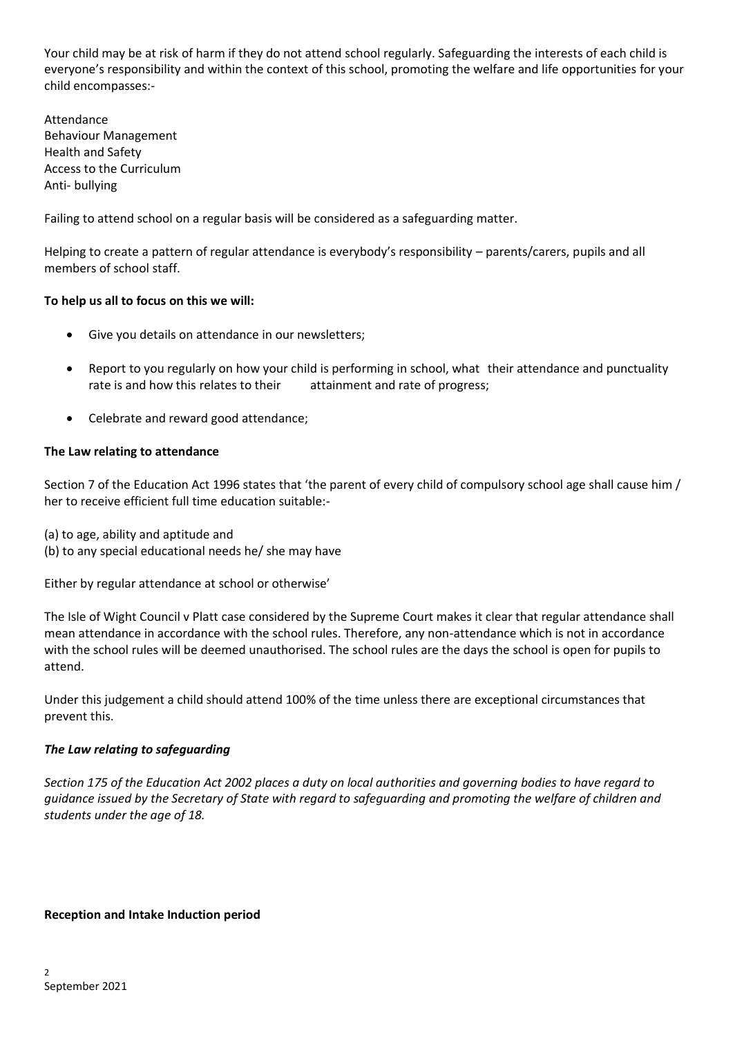Your child may be at risk of harm if they do not attend school regularly. Safeguarding the interests of each child is everyone's responsibility and within the context of this school, promoting the welfare and life opportunities for your child encompasses:-

Attendance
Behaviour Management
Health and Safety
Access to the Curriculum
Anti- bullying

Failing to attend school on a regular basis will be considered as a safeguarding matter.

Helping to create a pattern of regular attendance is everybody's responsibility – parents/carers, pupils and all members of school staff.

**To help us all to focus on this we will:**

- Give you details on attendance in our newsletters;
- Report to you regularly on how your child is performing in school, what their attendance and punctuality rate is and how this relates to their attainment and rate of progress;
- Celebrate and reward good attendance;

**The Law relating to attendance**

Section 7 of the Education Act 1996 states that 'the parent of every child of compulsory school age shall cause him / her to receive efficient full time education suitable:-

(a) to age, ability and aptitude and
(b) to any special educational needs he/ she may have

Either by regular attendance at school or otherwise'

The Isle of Wight Council v Platt case considered by the Supreme Court makes it clear that regular attendance shall mean attendance in accordance with the school rules. Therefore, any non-attendance which is not in accordance with the school rules will be deemed unauthorised. The school rules are the days the school is open for pupils to attend.

Under this judgement a child should attend 100% of the time unless there are exceptional circumstances that prevent this.

***The Law relating to safeguarding***

*Section 175 of the Education Act 2002 places a duty on local authorities and governing bodies to have regard to guidance issued by the Secretary of State with regard to safeguarding and promoting the welfare of children and students under the age of 18.*

**Reception and Intake Induction period**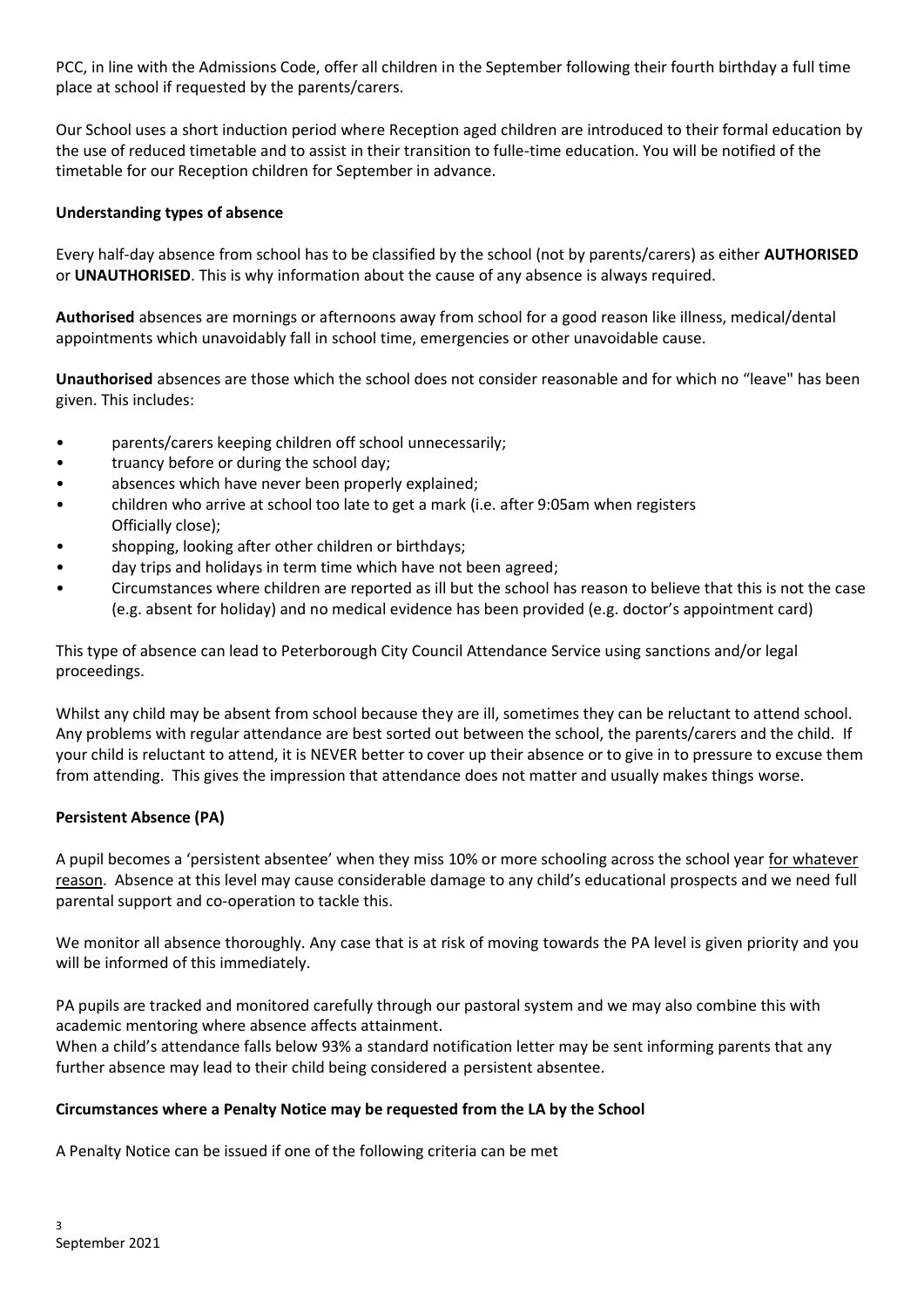PCC, in line with the Admissions Code, offer all children in the September following their fourth birthday a full time place at school if requested by the parents/carers.

Our School uses a short induction period where Reception aged children are introduced to their formal education by the use of reduced timetable and to assist in their transition to fulle-time education. You will be notified of the timetable for our Reception children for September in advance.

**Understanding types of absence**

Every half-day absence from school has to be classified by the school (not by parents/carers) as either **AUTHORISED** or **UNAUTHORISED**. This is why information about the cause of any absence is always required.

**Authorised** absences are mornings or afternoons away from school for a good reason like illness, medical/dental appointments which unavoidably fall in school time, emergencies or other unavoidable cause.

**Unauthorised** absences are those which the school does not consider reasonable and for which no "leave" has been given. This includes:

- parents/carers keeping children off school unnecessarily;
- truancy before or during the school day;
- absences which have never been properly explained;
- children who arrive at school too late to get a mark (i.e. after 9:05am when registers Officially close);
- shopping, looking after other children or birthdays;
- day trips and holidays in term time which have not been agreed;
- Circumstances where children are reported as ill but the school has reason to believe that this is not the case (e.g. absent for holiday) and no medical evidence has been provided (e.g. doctor's appointment card)

This type of absence can lead to Peterborough City Council Attendance Service using sanctions and/or legal proceedings.

Whilst any child may be absent from school because they are ill, sometimes they can be reluctant to attend school. Any problems with regular attendance are best sorted out between the school, the parents/carers and the child. If your child is reluctant to attend, it is NEVER better to cover up their absence or to give in to pressure to excuse them from attending. This gives the impression that attendance does not matter and usually makes things worse.

**Persistent Absence (PA)**

A pupil becomes a 'persistent absentee' when they miss 10% or more schooling across the school year for whatever reason. Absence at this level may cause considerable damage to any child's educational prospects and we need full parental support and co-operation to tackle this.

We monitor all absence thoroughly. Any case that is at risk of moving towards the PA level is given priority and you will be informed of this immediately.

PA pupils are tracked and monitored carefully through our pastoral system and we may also combine this with academic mentoring where absence affects attainment.
When a child's attendance falls below 93% a standard notification letter may be sent informing parents that any further absence may lead to their child being considered a persistent absentee.

**Circumstances where a Penalty Notice may be requested from the LA by the School**

A Penalty Notice can be issued if one of the following criteria can be met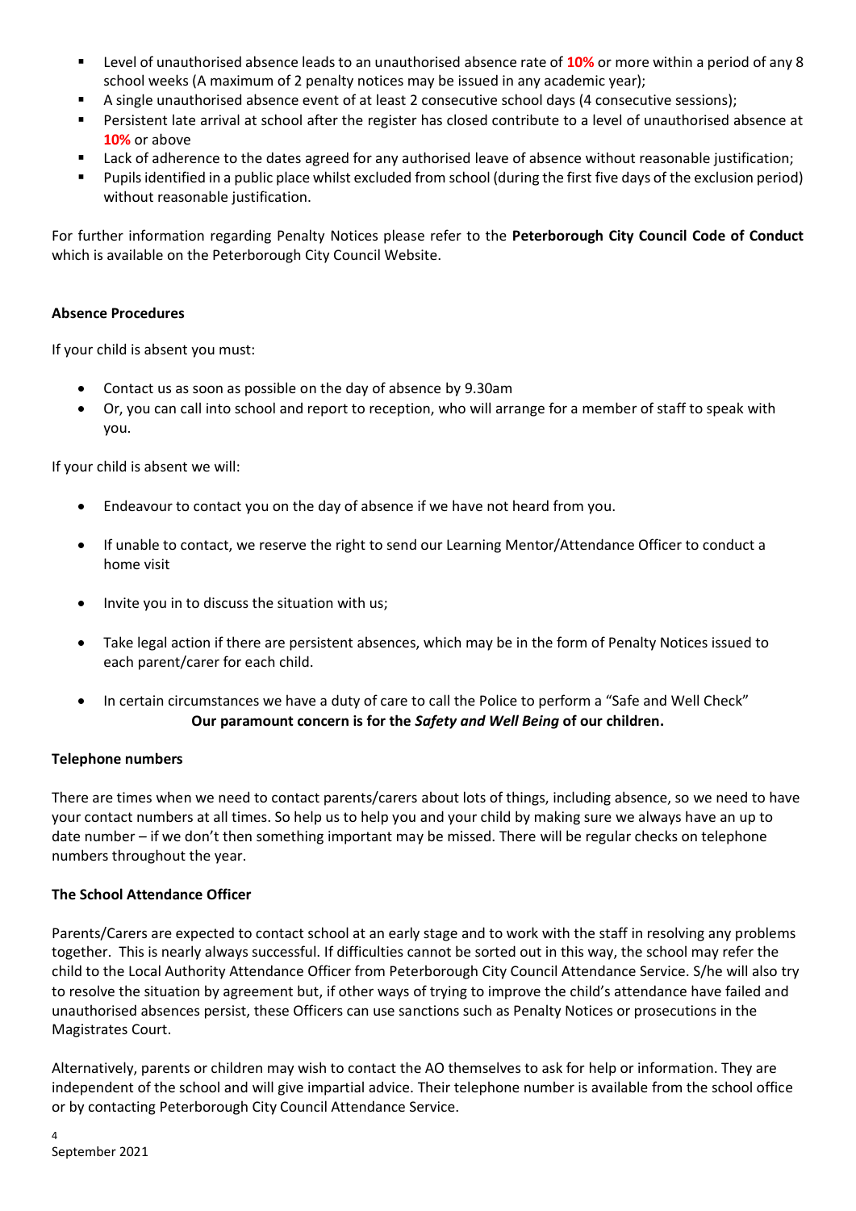- Level of unauthorised absence leads to an unauthorised absence rate of **10%** or more within a period of any 8 school weeks (A maximum of 2 penalty notices may be issued in any academic year);
- A single unauthorised absence event of at least 2 consecutive school days (4 consecutive sessions);
- Persistent late arrival at school after the register has closed contribute to a level of unauthorised absence at **10%** or above
- Lack of adherence to the dates agreed for any authorised leave of absence without reasonable justification;
- Pupils identified in a public place whilst excluded from school (during the first five days of the exclusion period) without reasonable justification.

For further information regarding Penalty Notices please refer to the **Peterborough City Council Code of Conduct** which is available on the Peterborough City Council Website.

**Absence Procedures**

If your child is absent you must:

- Contact us as soon as possible on the day of absence by 9.30am
- Or, you can call into school and report to reception, who will arrange for a member of staff to speak with you.

If your child is absent we will:

- Endeavour to contact you on the day of absence if we have not heard from you.
- If unable to contact, we reserve the right to send our Learning Mentor/Attendance Officer to conduct a home visit
- Invite you in to discuss the situation with us;
- Take legal action if there are persistent absences, which may be in the form of Penalty Notices issued to each parent/carer for each child.
- In certain circumstances we have a duty of care to call the Police to perform a "Safe and Well Check"

**Our paramount concern is for the *Safety and Well Being* of our children.**

**Telephone numbers**

There are times when we need to contact parents/carers about lots of things, including absence, so we need to have your contact numbers at all times. So help us to help you and your child by making sure we always have an up to date number – if we don't then something important may be missed. There will be regular checks on telephone numbers throughout the year.

**The School Attendance Officer**

Parents/Carers are expected to contact school at an early stage and to work with the staff in resolving any problems together. This is nearly always successful. If difficulties cannot be sorted out in this way, the school may refer the child to the Local Authority Attendance Officer from Peterborough City Council Attendance Service. S/he will also try to resolve the situation by agreement but, if other ways of trying to improve the child's attendance have failed and unauthorised absences persist, these Officers can use sanctions such as Penalty Notices or prosecutions in the Magistrates Court.

Alternatively, parents or children may wish to contact the AO themselves to ask for help or information. They are independent of the school and will give impartial advice. Their telephone number is available from the school office or by contacting Peterborough City Council Attendance Service.

September 2021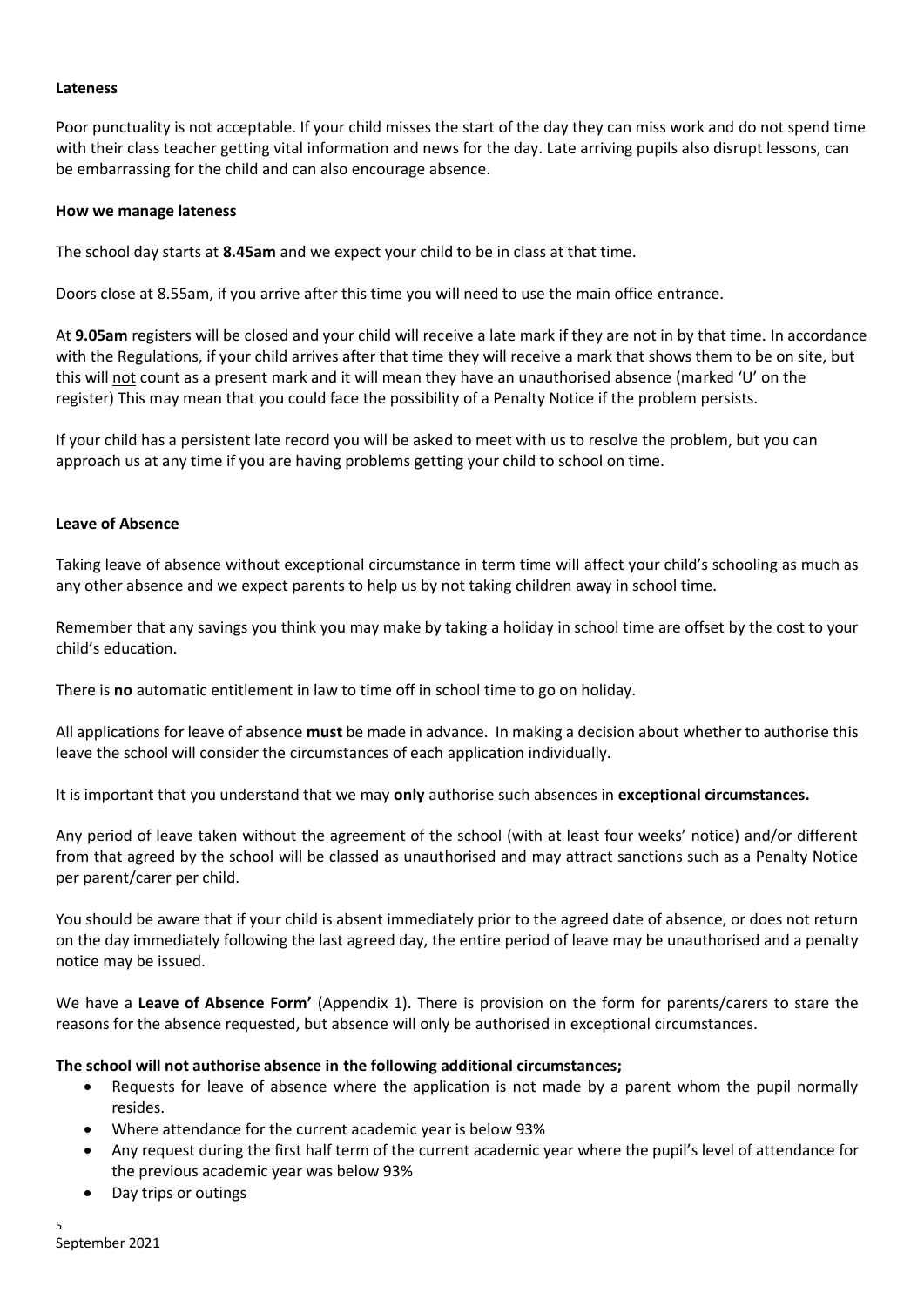**Lateness**

Poor punctuality is not acceptable. If your child misses the start of the day they can miss work and do not spend time with their class teacher getting vital information and news for the day. Late arriving pupils also disrupt lessons, can be embarrassing for the child and can also encourage absence.

**How we manage lateness**

The school day starts at **8.45am** and we expect your child to be in class at that time.

Doors close at 8.55am, if you arrive after this time you will need to use the main office entrance.

At **9.05am** registers will be closed and your child will receive a late mark if they are not in by that time. In accordance with the Regulations, if your child arrives after that time they will receive a mark that shows them to be on site, but this will not count as a present mark and it will mean they have an unauthorised absence (marked 'U' on the register) This may mean that you could face the possibility of a Penalty Notice if the problem persists.

If your child has a persistent late record you will be asked to meet with us to resolve the problem, but you can approach us at any time if you are having problems getting your child to school on time.

**Leave of Absence**

Taking leave of absence without exceptional circumstance in term time will affect your child's schooling as much as any other absence and we expect parents to help us by not taking children away in school time.

Remember that any savings you think you may make by taking a holiday in school time are offset by the cost to your child's education.

There is **no** automatic entitlement in law to time off in school time to go on holiday.

All applications for leave of absence **must** be made in advance. In making a decision about whether to authorise this leave the school will consider the circumstances of each application individually.

It is important that you understand that we may **only** authorise such absences in **exceptional circumstances.**

Any period of leave taken without the agreement of the school (with at least four weeks' notice) and/or different from that agreed by the school will be classed as unauthorised and may attract sanctions such as a Penalty Notice per parent/carer per child.

You should be aware that if your child is absent immediately prior to the agreed date of absence, or does not return on the day immediately following the last agreed day, the entire period of leave may be unauthorised and a penalty notice may be issued.

We have a **Leave of Absence Form'** (Appendix 1). There is provision on the form for parents/carers to stare the reasons for the absence requested, but absence will only be authorised in exceptional circumstances.

**The school will not authorise absence in the following additional circumstances;**

- Requests for leave of absence where the application is not made by a parent whom the pupil normally resides.
- Where attendance for the current academic year is below 93%
- Any request during the first half term of the current academic year where the pupil's level of attendance for the previous academic year was below 93%
- Day trips or outings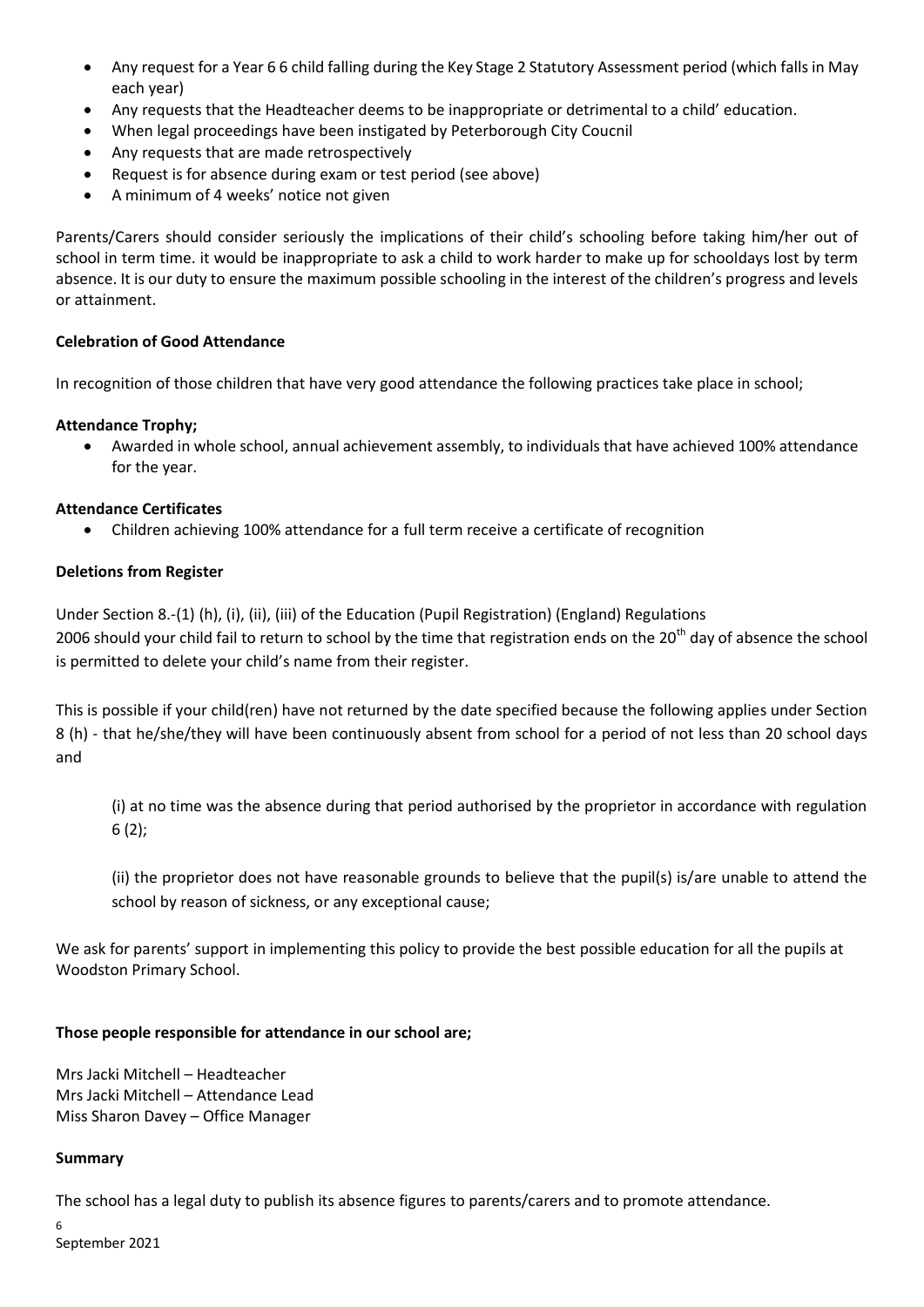- Any request for a Year 6 6 child falling during the Key Stage 2 Statutory Assessment period (which falls in May each year)
- Any requests that the Headteacher deems to be inappropriate or detrimental to a child' education.
- When legal proceedings have been instigated by Peterborough City Coucnil
- Any requests that are made retrospectively
- Request is for absence during exam or test period (see above)
- A minimum of 4 weeks' notice not given

Parents/Carers should consider seriously the implications of their child's schooling before taking him/her out of school in term time. it would be inappropriate to ask a child to work harder to make up for schooldays lost by term absence. It is our duty to ensure the maximum possible schooling in the interest of the children's progress and levels or attainment.

**Celebration of Good Attendance**

In recognition of those children that have very good attendance the following practices take place in school;

**Attendance Trophy;**

- Awarded in whole school, annual achievement assembly, to individuals that have achieved 100% attendance for the year.

**Attendance Certificates**

- Children achieving 100% attendance for a full term receive a certificate of recognition

**Deletions from Register**

Under Section 8.-(1) (h), (i), (ii), (iii) of the Education (Pupil Registration) (England) Regulations 2006 should your child fail to return to school by the time that registration ends on the 20th day of absence the school is permitted to delete your child's name from their register.

This is possible if your child(ren) have not returned by the date specified because the following applies under Section 8 (h) - that he/she/they will have been continuously absent from school for a period of not less than 20 school days and

(i) at no time was the absence during that period authorised by the proprietor in accordance with regulation 6 (2);

(ii) the proprietor does not have reasonable grounds to believe that the pupil(s) is/are unable to attend the school by reason of sickness, or any exceptional cause;

We ask for parents' support in implementing this policy to provide the best possible education for all the pupils at Woodston Primary School.

**Those people responsible for attendance in our school are;**

Mrs Jacki Mitchell – Headteacher
Mrs Jacki Mitchell – Attendance Lead
Miss Sharon Davey – Office Manager

**Summary**

The school has a legal duty to publish its absence figures to parents/carers and to promote attendance.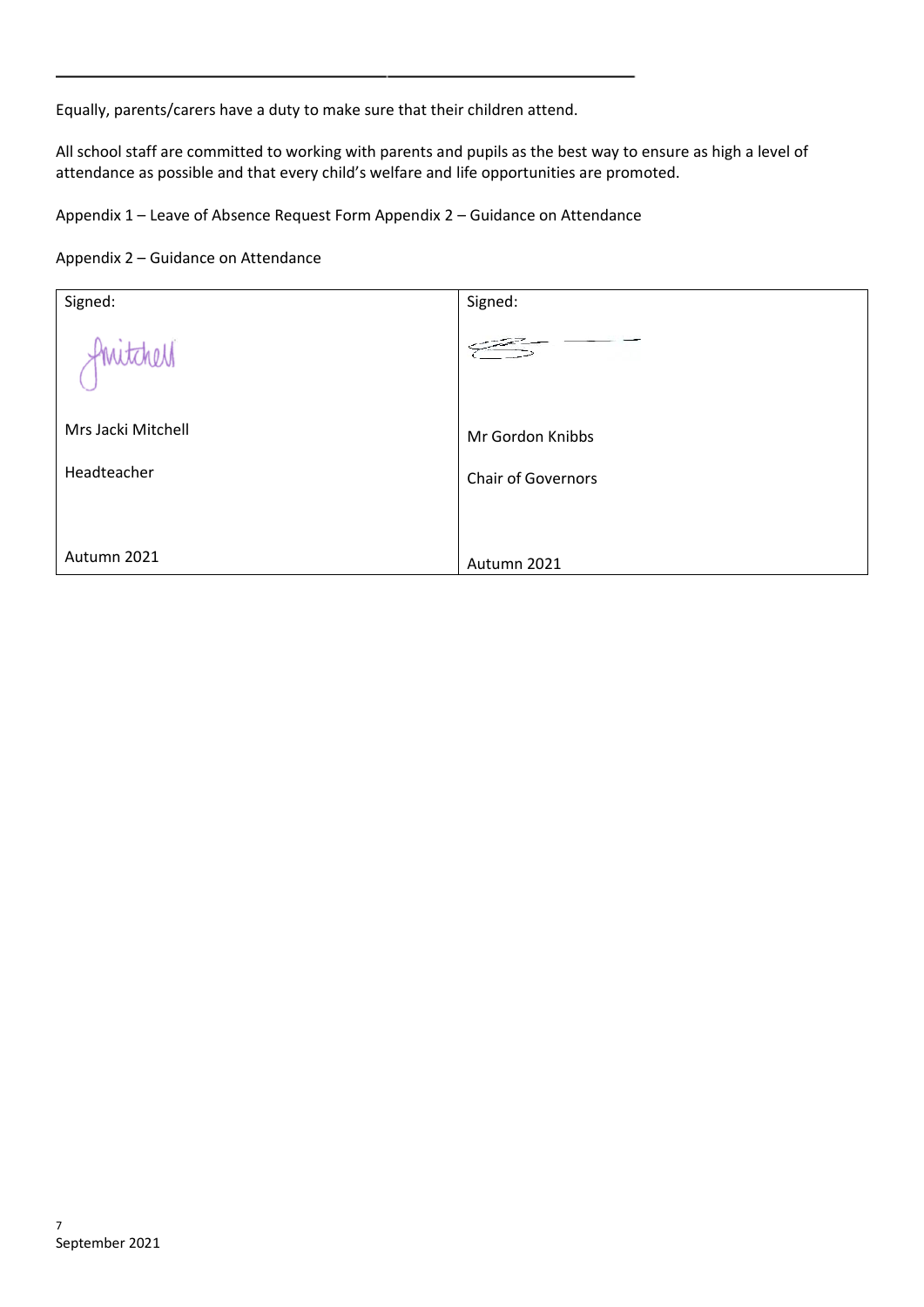Equally, parents/carers have a duty to make sure that their children attend.

All school staff are committed to working with parents and pupils as the best way to ensure as high a level of attendance as possible and that every child's welfare and life opportunities are promoted.

Appendix 1 – Leave of Absence Request Form Appendix 2 – Guidance on Attendance

Appendix 2 – Guidance on Attendance

| | |
|---|---|
| Signed:<br><br>Mrs Jacki Mitchell<br><br>Headteacher<br><br>Autumn 2021 | Signed:<br><br>Mr Gordon Knibbs<br><br>Chair of Governors<br><br>Autumn 2021 |

September 2021